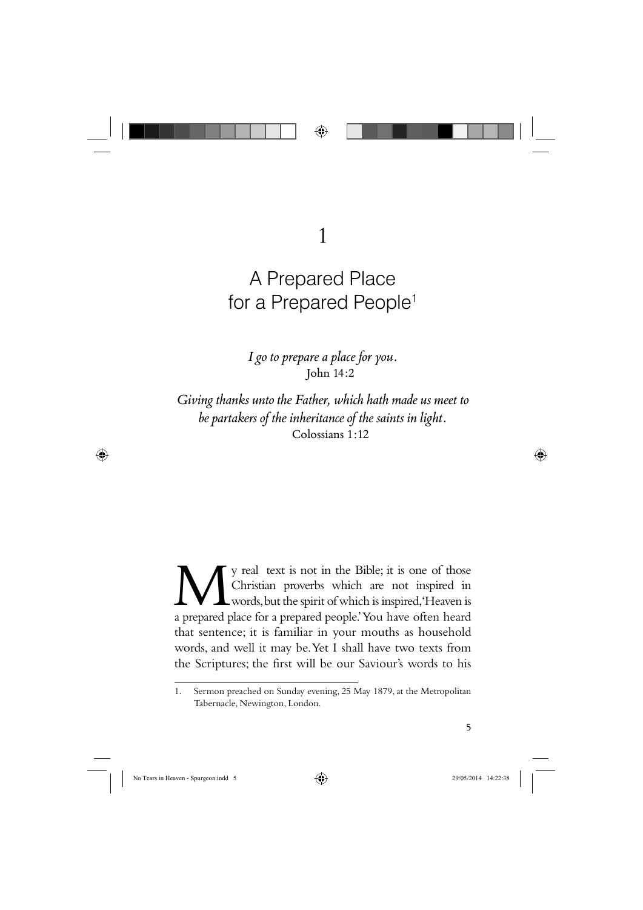# 1

# A Prepared Place for a Prepared People[1]

*I go to prepare a place for you.*
John 14:2

*Giving thanks unto the Father, which hath made us meet to be partakers of the inheritance of the saints in light.*
Colossians 1:12

My real text is not in the Bible; it is one of those Christian proverbs which are not inspired in words, but the spirit of which is inspired, 'Heaven is a prepared place for a prepared people.' You have often heard that sentence; it is familiar in your mouths as household words, and well it may be. Yet I shall have two texts from the Scriptures; the first will be our Saviour's words to his

1. Sermon preached on Sunday evening, 25 May 1879, at the Metropolitan Tabernacle, Newington, London.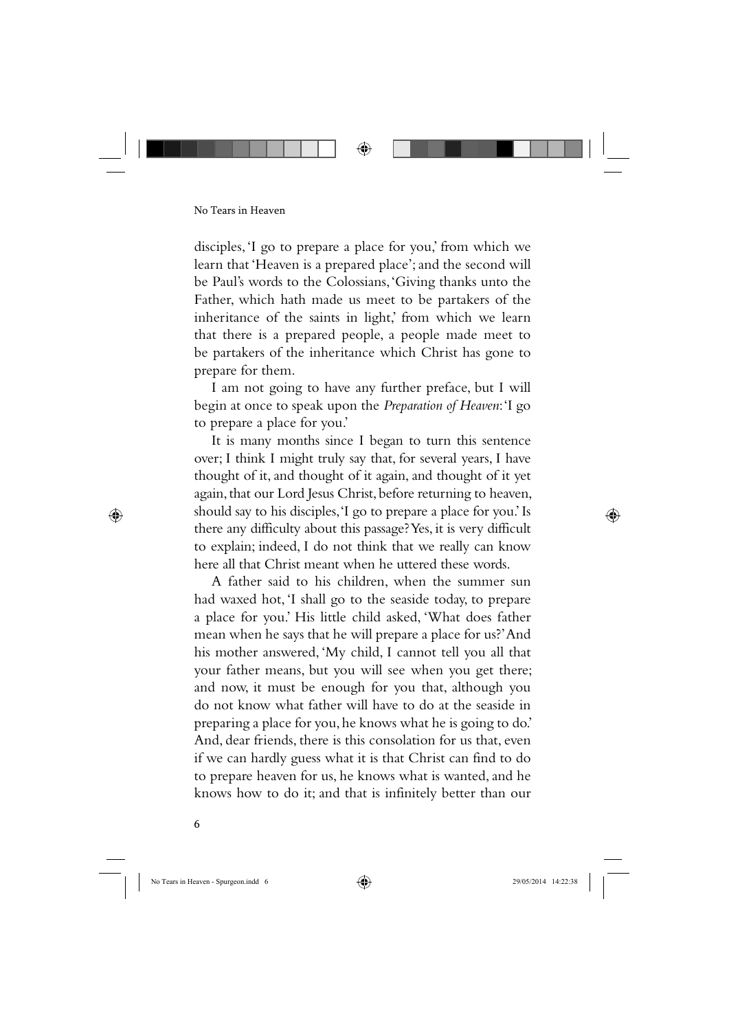disciples, 'I go to prepare a place for you,' from which we learn that 'Heaven is a prepared place'; and the second will be Paul's words to the Colossians, 'Giving thanks unto the Father, which hath made us meet to be partakers of the inheritance of the saints in light,' from which we learn that there is a prepared people, a people made meet to be partakers of the inheritance which Christ has gone to prepare for them.

I am not going to have any further preface, but I will begin at once to speak upon the *Preparation of Heaven*: 'I go to prepare a place for you.'

It is many months since I began to turn this sentence over; I think I might truly say that, for several years, I have thought of it, and thought of it again, and thought of it yet again, that our Lord Jesus Christ, before returning to heaven, should say to his disciples, 'I go to prepare a place for you.' Is there any difficulty about this passage? Yes, it is very difficult to explain; indeed, I do not think that we really can know here all that Christ meant when he uttered these words.

A father said to his children, when the summer sun had waxed hot, 'I shall go to the seaside today, to prepare a place for you.' His little child asked, 'What does father mean when he says that he will prepare a place for us?' And his mother answered, 'My child, I cannot tell you all that your father means, but you will see when you get there; and now, it must be enough for you that, although you do not know what father will have to do at the seaside in preparing a place for you, he knows what he is going to do.' And, dear friends, there is this consolation for us that, even if we can hardly guess what it is that Christ can find to do to prepare heaven for us, he knows what is wanted, and he knows how to do it; and that is infinitely better than our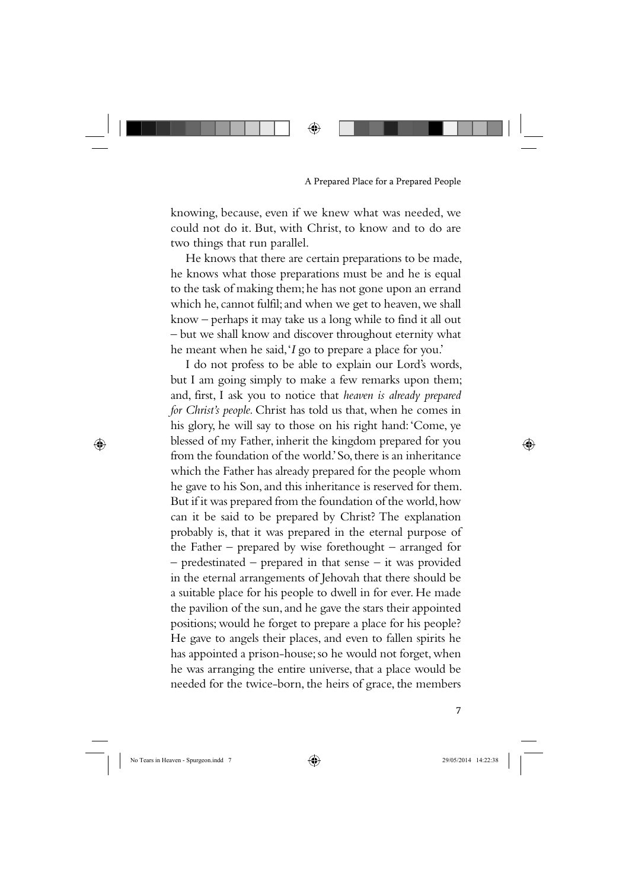knowing, because, even if we knew what was needed, we could not do it. But, with Christ, to know and to do are two things that run parallel.

He knows that there are certain preparations to be made, he knows what those preparations must be and he is equal to the task of making them; he has not gone upon an errand which he, cannot fulfil; and when we get to heaven, we shall know – perhaps it may take us a long while to find it all out – but we shall know and discover throughout eternity what he meant when he said, '*I* go to prepare a place for you.'

I do not profess to be able to explain our Lord's words, but I am going simply to make a few remarks upon them; and, first, I ask you to notice that *heaven is already prepared for Christ's people.* Christ has told us that, when he comes in his glory, he will say to those on his right hand: 'Come, ye blessed of my Father, inherit the kingdom prepared for you from the foundation of the world.' So, there is an inheritance which the Father has already prepared for the people whom he gave to his Son, and this inheritance is reserved for them. But if it was prepared from the foundation of the world, how can it be said to be prepared by Christ? The explanation probably is, that it was prepared in the eternal purpose of the Father – prepared by wise forethought – arranged for – predestinated – prepared in that sense – it was provided in the eternal arrangements of Jehovah that there should be a suitable place for his people to dwell in for ever. He made the pavilion of the sun, and he gave the stars their appointed positions; would he forget to prepare a place for his people? He gave to angels their places, and even to fallen spirits he has appointed a prison-house; so he would not forget, when he was arranging the entire universe, that a place would be needed for the twice-born, the heirs of grace, the members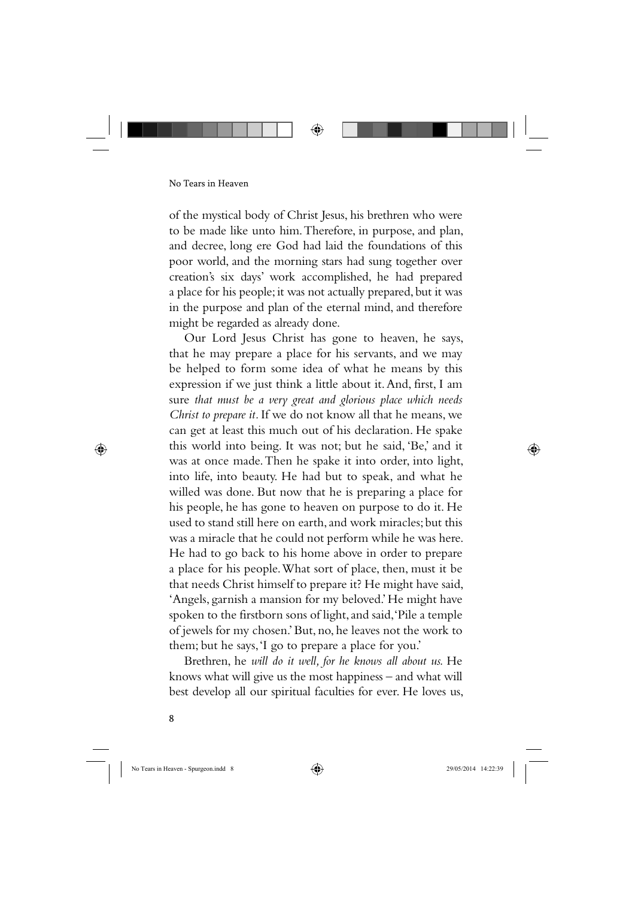of the mystical body of Christ Jesus, his brethren who were to be made like unto him. Therefore, in purpose, and plan, and decree, long ere God had laid the foundations of this poor world, and the morning stars had sung together over creation's six days' work accomplished, he had prepared a place for his people; it was not actually prepared, but it was in the purpose and plan of the eternal mind, and therefore might be regarded as already done.

Our Lord Jesus Christ has gone to heaven, he says, that he may prepare a place for his servants, and we may be helped to form some idea of what he means by this expression if we just think a little about it. And, first, I am sure *that must be a very great and glorious place which needs Christ to prepare it*. If we do not know all that he means, we can get at least this much out of his declaration. He spake this world into being. It was not; but he said, 'Be,' and it was at once made. Then he spake it into order, into light, into life, into beauty. He had but to speak, and what he willed was done. But now that he is preparing a place for his people, he has gone to heaven on purpose to do it. He used to stand still here on earth, and work miracles; but this was a miracle that he could not perform while he was here. He had to go back to his home above in order to prepare a place for his people. What sort of place, then, must it be that needs Christ himself to prepare it? He might have said, 'Angels, garnish a mansion for my beloved.' He might have spoken to the firstborn sons of light, and said, 'Pile a temple of jewels for my chosen.' But, no, he leaves not the work to them; but he says, 'I go to prepare a place for you.'

Brethren, he *will do it well, for he knows all about us.* He knows what will give us the most happiness – and what will best develop all our spiritual faculties for ever. He loves us,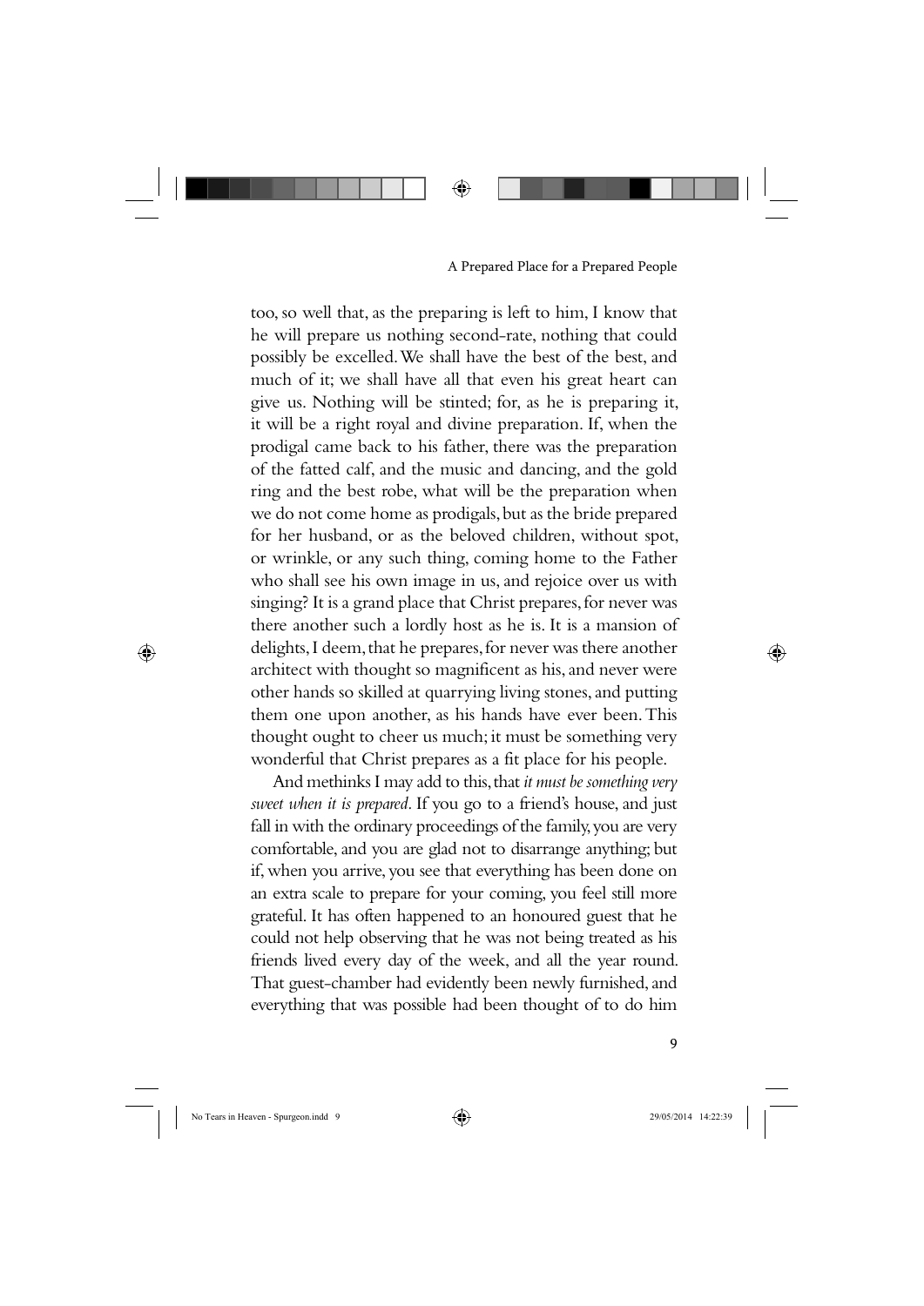too, so well that, as the preparing is left to him, I know that he will prepare us nothing second-rate, nothing that could possibly be excelled. We shall have the best of the best, and much of it; we shall have all that even his great heart can give us. Nothing will be stinted; for, as he is preparing it, it will be a right royal and divine preparation. If, when the prodigal came back to his father, there was the preparation of the fatted calf, and the music and dancing, and the gold ring and the best robe, what will be the preparation when we do not come home as prodigals, but as the bride prepared for her husband, or as the beloved children, without spot, or wrinkle, or any such thing, coming home to the Father who shall see his own image in us, and rejoice over us with singing? It is a grand place that Christ prepares, for never was there another such a lordly host as he is. It is a mansion of delights, I deem, that he prepares, for never was there another architect with thought so magnificent as his, and never were other hands so skilled at quarrying living stones, and putting them one upon another, as his hands have ever been. This thought ought to cheer us much; it must be something very wonderful that Christ prepares as a fit place for his people.

And methinks I may add to this, that *it must be something very sweet when it is prepared*. If you go to a friend's house, and just fall in with the ordinary proceedings of the family, you are very comfortable, and you are glad not to disarrange anything; but if, when you arrive, you see that everything has been done on an extra scale to prepare for your coming, you feel still more grateful. It has often happened to an honoured guest that he could not help observing that he was not being treated as his friends lived every day of the week, and all the year round. That guest-chamber had evidently been newly furnished, and everything that was possible had been thought of to do him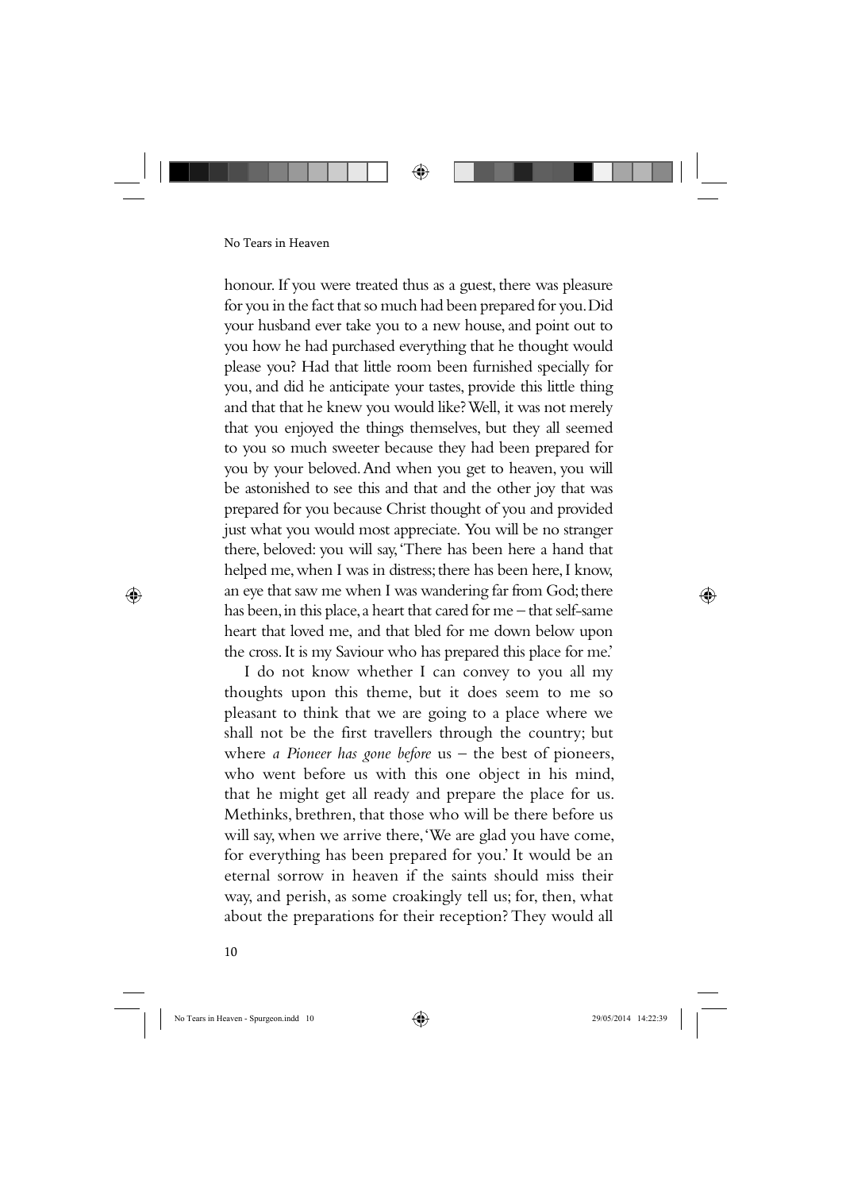honour. If you were treated thus as a guest, there was pleasure for you in the fact that so much had been prepared for you. Did your husband ever take you to a new house, and point out to you how he had purchased everything that he thought would please you? Had that little room been furnished specially for you, and did he anticipate your tastes, provide this little thing and that that he knew you would like? Well, it was not merely that you enjoyed the things themselves, but they all seemed to you so much sweeter because they had been prepared for you by your beloved. And when you get to heaven, you will be astonished to see this and that and the other joy that was prepared for you because Christ thought of you and provided just what you would most appreciate. You will be no stranger there, beloved: you will say, 'There has been here a hand that helped me, when I was in distress; there has been here, I know, an eye that saw me when I was wandering far from God; there has been, in this place, a heart that cared for me – that self-same heart that loved me, and that bled for me down below upon the cross. It is my Saviour who has prepared this place for me.'

I do not know whether I can convey to you all my thoughts upon this theme, but it does seem to me so pleasant to think that we are going to a place where we shall not be the first travellers through the country; but where *a Pioneer has gone before* us – the best of pioneers, who went before us with this one object in his mind, that he might get all ready and prepare the place for us. Methinks, brethren, that those who will be there before us will say, when we arrive there, 'We are glad you have come, for everything has been prepared for you.' It would be an eternal sorrow in heaven if the saints should miss their way, and perish, as some croakingly tell us; for, then, what about the preparations for their reception? They would all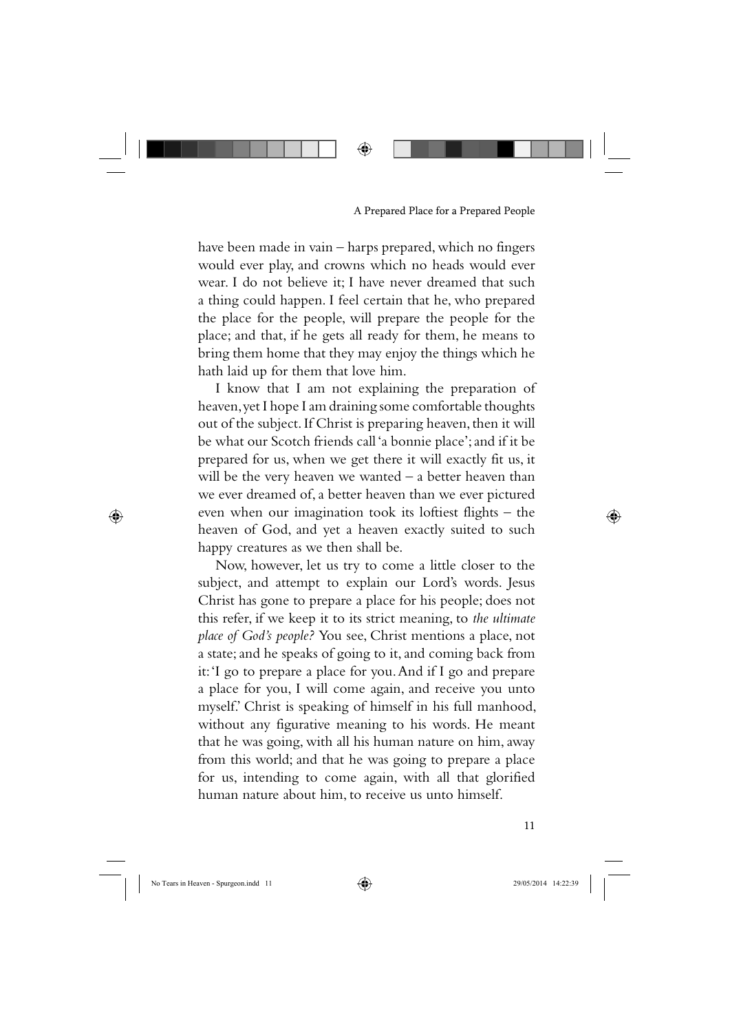have been made in vain – harps prepared, which no fingers would ever play, and crowns which no heads would ever wear. I do not believe it; I have never dreamed that such a thing could happen. I feel certain that he, who prepared the place for the people, will prepare the people for the place; and that, if he gets all ready for them, he means to bring them home that they may enjoy the things which he hath laid up for them that love him.

I know that I am not explaining the preparation of heaven, yet I hope I am draining some comfortable thoughts out of the subject. If Christ is preparing heaven, then it will be what our Scotch friends call 'a bonnie place'; and if it be prepared for us, when we get there it will exactly fit us, it will be the very heaven we wanted – a better heaven than we ever dreamed of, a better heaven than we ever pictured even when our imagination took its loftiest flights – the heaven of God, and yet a heaven exactly suited to such happy creatures as we then shall be.

Now, however, let us try to come a little closer to the subject, and attempt to explain our Lord's words. Jesus Christ has gone to prepare a place for his people; does not this refer, if we keep it to its strict meaning, to *the ultimate place of God's people?* You see, Christ mentions a place, not a state; and he speaks of going to it, and coming back from it: 'I go to prepare a place for you. And if I go and prepare a place for you, I will come again, and receive you unto myself.' Christ is speaking of himself in his full manhood, without any figurative meaning to his words. He meant that he was going, with all his human nature on him, away from this world; and that he was going to prepare a place for us, intending to come again, with all that glorified human nature about him, to receive us unto himself.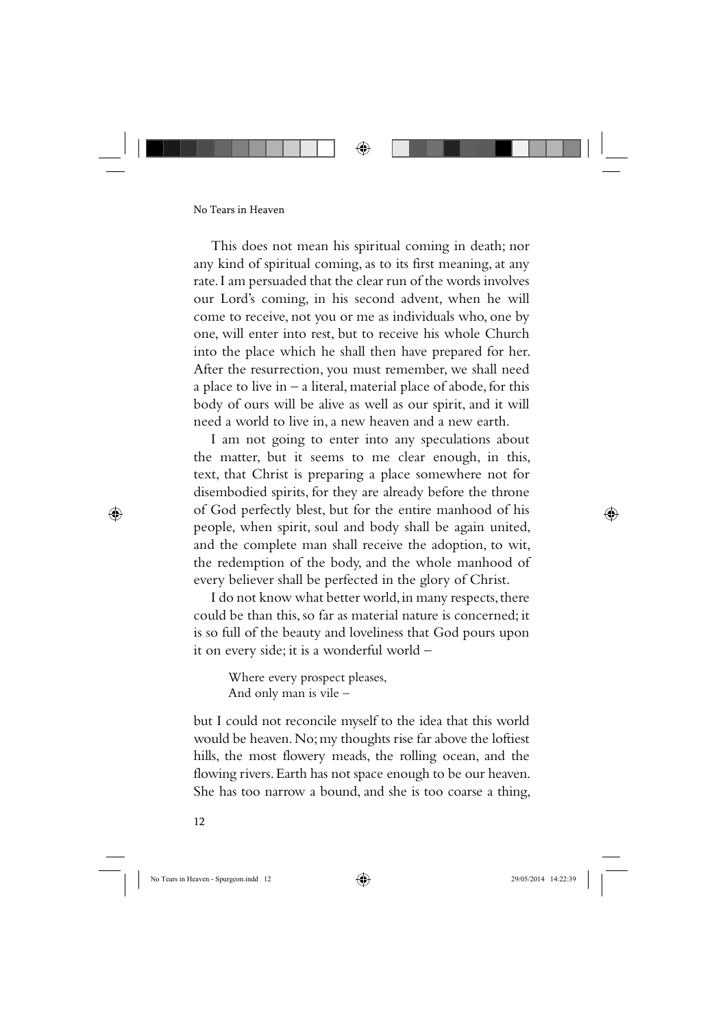This does not mean his spiritual coming in death; nor any kind of spiritual coming, as to its first meaning, at any rate. I am persuaded that the clear run of the words involves our Lord's coming, in his second advent, when he will come to receive, not you or me as individuals who, one by one, will enter into rest, but to receive his whole Church into the place which he shall then have prepared for her. After the resurrection, you must remember, we shall need a place to live in – a literal, material place of abode, for this body of ours will be alive as well as our spirit, and it will need a world to live in, a new heaven and a new earth.

I am not going to enter into any speculations about the matter, but it seems to me clear enough, in this, text, that Christ is preparing a place somewhere not for disembodied spirits, for they are already before the throne of God perfectly blest, but for the entire manhood of his people, when spirit, soul and body shall be again united, and the complete man shall receive the adoption, to wit, the redemption of the body, and the whole manhood of every believer shall be perfected in the glory of Christ.

I do not know what better world, in many respects, there could be than this, so far as material nature is concerned; it is so full of the beauty and loveliness that God pours upon it on every side; it is a wonderful world –

> Where every prospect pleases,
> And only man is vile –

but I could not reconcile myself to the idea that this world would be heaven. No; my thoughts rise far above the loftiest hills, the most flowery meads, the rolling ocean, and the flowing rivers. Earth has not space enough to be our heaven. She has too narrow a bound, and she is too coarse a thing,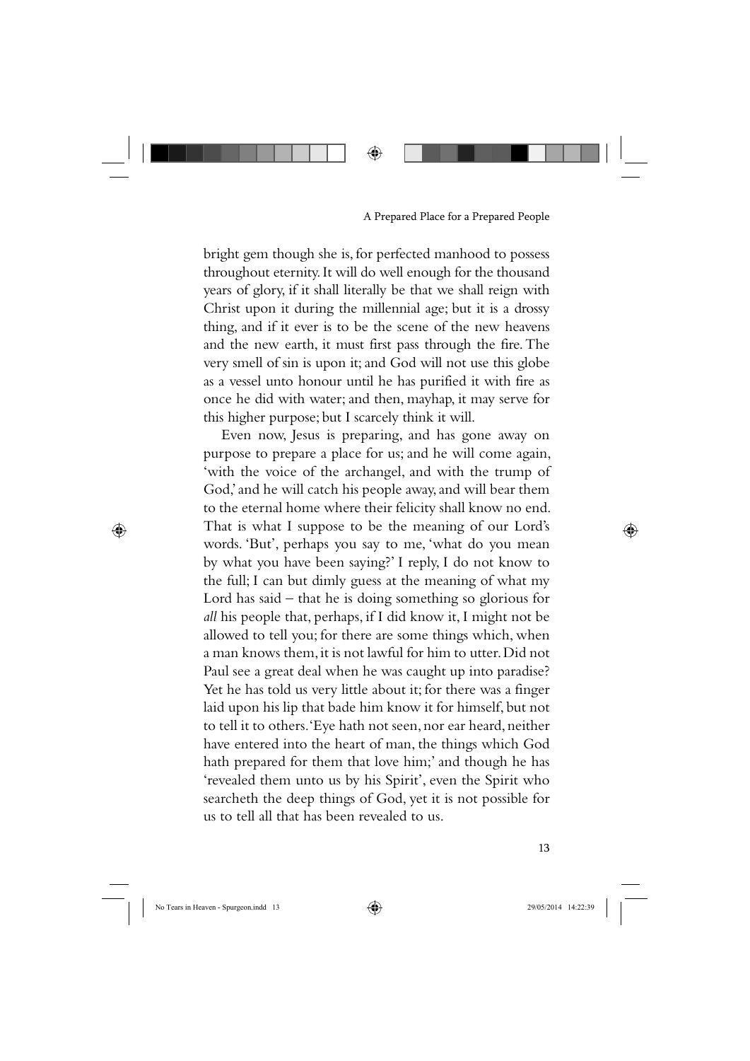bright gem though she is, for perfected manhood to possess throughout eternity. It will do well enough for the thousand years of glory, if it shall literally be that we shall reign with Christ upon it during the millennial age; but it is a drossy thing, and if it ever is to be the scene of the new heavens and the new earth, it must first pass through the fire. The very smell of sin is upon it; and God will not use this globe as a vessel unto honour until he has purified it with fire as once he did with water; and then, mayhap, it may serve for this higher purpose; but I scarcely think it will.

Even now, Jesus is preparing, and has gone away on purpose to prepare a place for us; and he will come again, 'with the voice of the archangel, and with the trump of God,' and he will catch his people away, and will bear them to the eternal home where their felicity shall know no end. That is what I suppose to be the meaning of our Lord's words. 'But', perhaps you say to me, 'what do you mean by what you have been saying?' I reply, I do not know to the full; I can but dimly guess at the meaning of what my Lord has said – that he is doing something so glorious for *all* his people that, perhaps, if I did know it, I might not be allowed to tell you; for there are some things which, when a man knows them, it is not lawful for him to utter. Did not Paul see a great deal when he was caught up into paradise? Yet he has told us very little about it; for there was a finger laid upon his lip that bade him know it for himself, but not to tell it to others. 'Eye hath not seen, nor ear heard, neither have entered into the heart of man, the things which God hath prepared for them that love him;' and though he has 'revealed them unto us by his Spirit', even the Spirit who searcheth the deep things of God, yet it is not possible for us to tell all that has been revealed to us.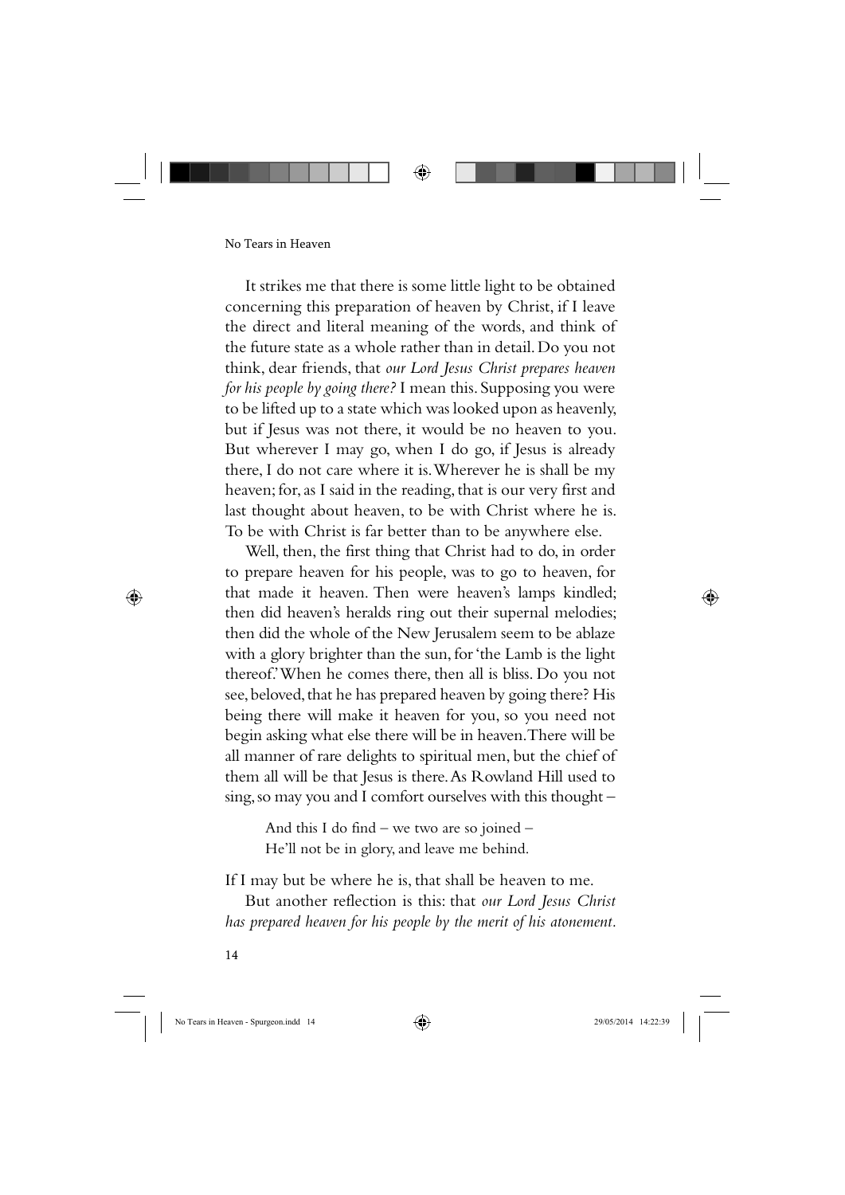It strikes me that there is some little light to be obtained concerning this preparation of heaven by Christ, if I leave the direct and literal meaning of the words, and think of the future state as a whole rather than in detail. Do you not think, dear friends, that *our Lord Jesus Christ prepares heaven for his people by going there?* I mean this. Supposing you were to be lifted up to a state which was looked upon as heavenly, but if Jesus was not there, it would be no heaven to you. But wherever I may go, when I do go, if Jesus is already there, I do not care where it is. Wherever he is shall be my heaven; for, as I said in the reading, that is our very first and last thought about heaven, to be with Christ where he is. To be with Christ is far better than to be anywhere else.

Well, then, the first thing that Christ had to do, in order to prepare heaven for his people, was to go to heaven, for that made it heaven. Then were heaven's lamps kindled; then did heaven's heralds ring out their supernal melodies; then did the whole of the New Jerusalem seem to be ablaze with a glory brighter than the sun, for 'the Lamb is the light thereof.' When he comes there, then all is bliss. Do you not see, beloved, that he has prepared heaven by going there? His being there will make it heaven for you, so you need not begin asking what else there will be in heaven. There will be all manner of rare delights to spiritual men, but the chief of them all will be that Jesus is there. As Rowland Hill used to sing, so may you and I comfort ourselves with this thought –

> And this I do find – we two are so joined –
> He'll not be in glory, and leave me behind.

If I may but be where he is, that shall be heaven to me.

But another reflection is this: that *our Lord Jesus Christ has prepared heaven for his people by the merit of his atonement.*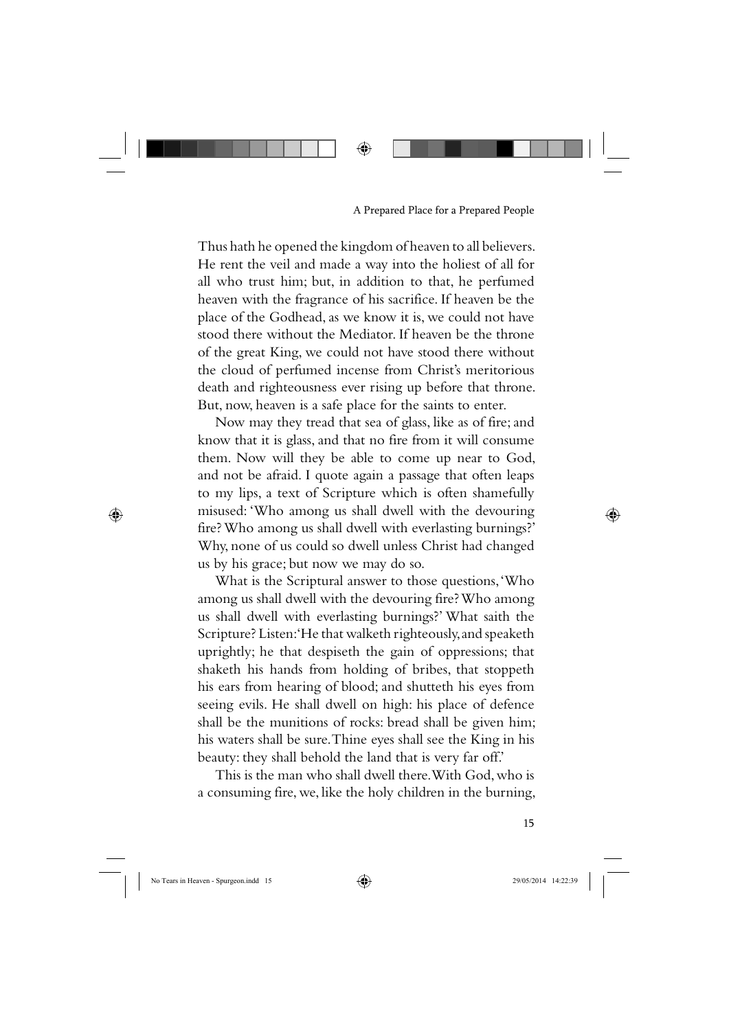Thus hath he opened the kingdom of heaven to all believers. He rent the veil and made a way into the holiest of all for all who trust him; but, in addition to that, he perfumed heaven with the fragrance of his sacrifice. If heaven be the place of the Godhead, as we know it is, we could not have stood there without the Mediator. If heaven be the throne of the great King, we could not have stood there without the cloud of perfumed incense from Christ's meritorious death and righteousness ever rising up before that throne. But, now, heaven is a safe place for the saints to enter.

Now may they tread that sea of glass, like as of fire; and know that it is glass, and that no fire from it will consume them. Now will they be able to come up near to God, and not be afraid. I quote again a passage that often leaps to my lips, a text of Scripture which is often shamefully misused: 'Who among us shall dwell with the devouring fire? Who among us shall dwell with everlasting burnings?' Why, none of us could so dwell unless Christ had changed us by his grace; but now we may do so.

What is the Scriptural answer to those questions, 'Who among us shall dwell with the devouring fire? Who among us shall dwell with everlasting burnings?' What saith the Scripture? Listen: 'He that walketh righteously, and speaketh uprightly; he that despiseth the gain of oppressions; that shaketh his hands from holding of bribes, that stoppeth his ears from hearing of blood; and shutteth his eyes from seeing evils. He shall dwell on high: his place of defence shall be the munitions of rocks: bread shall be given him; his waters shall be sure. Thine eyes shall see the King in his beauty: they shall behold the land that is very far off.'

This is the man who shall dwell there. With God, who is a consuming fire, we, like the holy children in the burning,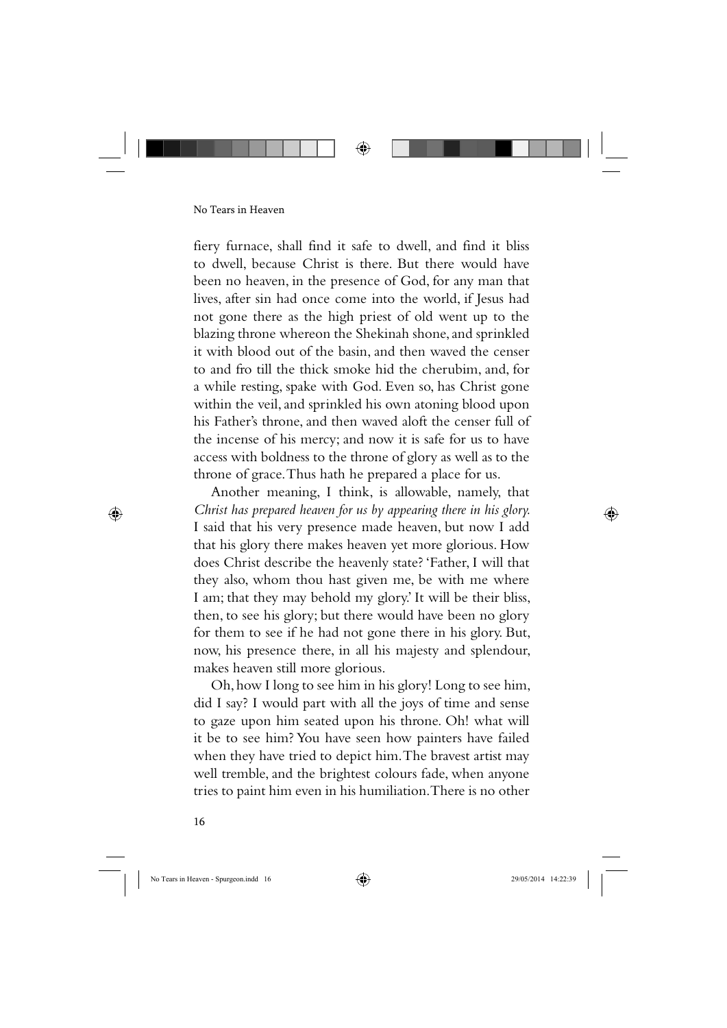fiery furnace, shall find it safe to dwell, and find it bliss to dwell, because Christ is there. But there would have been no heaven, in the presence of God, for any man that lives, after sin had once come into the world, if Jesus had not gone there as the high priest of old went up to the blazing throne whereon the Shekinah shone, and sprinkled it with blood out of the basin, and then waved the censer to and fro till the thick smoke hid the cherubim, and, for a while resting, spake with God. Even so, has Christ gone within the veil, and sprinkled his own atoning blood upon his Father's throne, and then waved aloft the censer full of the incense of his mercy; and now it is safe for us to have access with boldness to the throne of glory as well as to the throne of grace. Thus hath he prepared a place for us.

Another meaning, I think, is allowable, namely, that *Christ has prepared heaven for us by appearing there in his glory.* I said that his very presence made heaven, but now I add that his glory there makes heaven yet more glorious. How does Christ describe the heavenly state? 'Father, I will that they also, whom thou hast given me, be with me where I am; that they may behold my glory.' It will be their bliss, then, to see his glory; but there would have been no glory for them to see if he had not gone there in his glory. But, now, his presence there, in all his majesty and splendour, makes heaven still more glorious.

Oh, how I long to see him in his glory! Long to see him, did I say? I would part with all the joys of time and sense to gaze upon him seated upon his throne. Oh! what will it be to see him? You have seen how painters have failed when they have tried to depict him. The bravest artist may well tremble, and the brightest colours fade, when anyone tries to paint him even in his humiliation. There is no other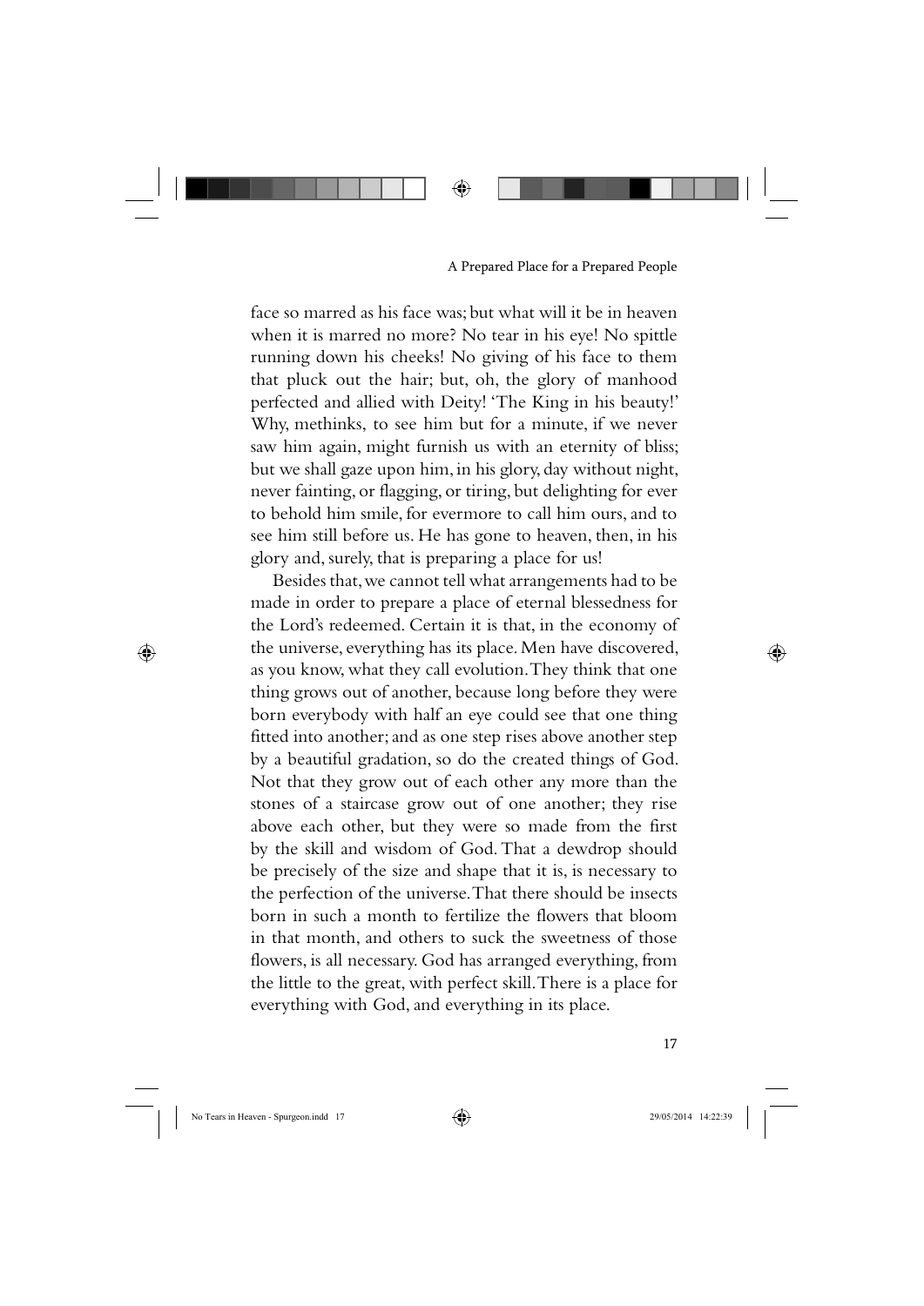face so marred as his face was; but what will it be in heaven when it is marred no more? No tear in his eye! No spittle running down his cheeks! No giving of his face to them that pluck out the hair; but, oh, the glory of manhood perfected and allied with Deity! 'The King in his beauty!' Why, methinks, to see him but for a minute, if we never saw him again, might furnish us with an eternity of bliss; but we shall gaze upon him, in his glory, day without night, never fainting, or flagging, or tiring, but delighting for ever to behold him smile, for evermore to call him ours, and to see him still before us. He has gone to heaven, then, in his glory and, surely, that is preparing a place for us!

Besides that, we cannot tell what arrangements had to be made in order to prepare a place of eternal blessedness for the Lord's redeemed. Certain it is that, in the economy of the universe, everything has its place. Men have discovered, as you know, what they call evolution. They think that one thing grows out of another, because long before they were born everybody with half an eye could see that one thing fitted into another; and as one step rises above another step by a beautiful gradation, so do the created things of God. Not that they grow out of each other any more than the stones of a staircase grow out of one another; they rise above each other, but they were so made from the first by the skill and wisdom of God. That a dewdrop should be precisely of the size and shape that it is, is necessary to the perfection of the universe. That there should be insects born in such a month to fertilize the flowers that bloom in that month, and others to suck the sweetness of those flowers, is all necessary. God has arranged everything, from the little to the great, with perfect skill. There is a place for everything with God, and everything in its place.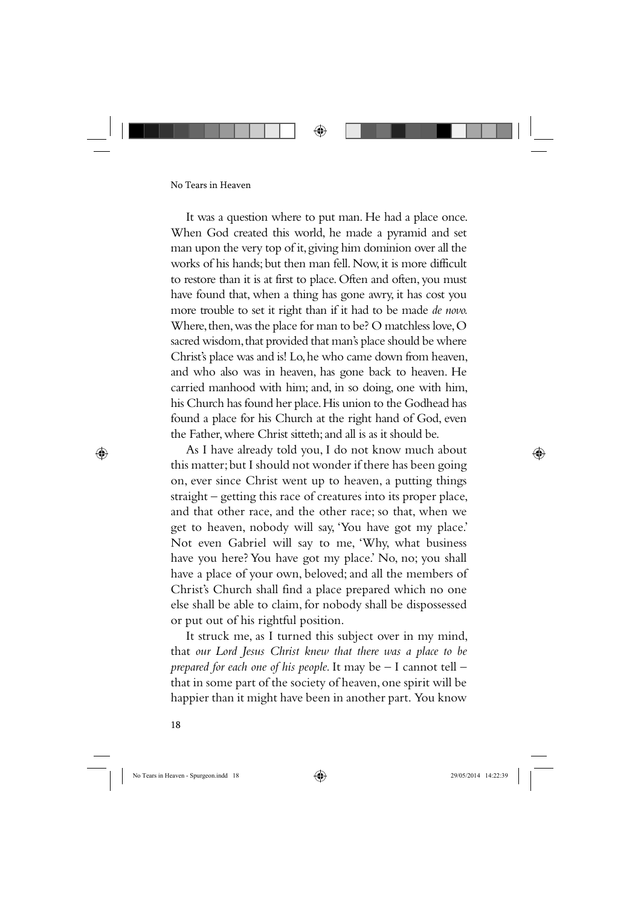It was a question where to put man. He had a place once. When God created this world, he made a pyramid and set man upon the very top of it, giving him dominion over all the works of his hands; but then man fell. Now, it is more difficult to restore than it is at first to place. Often and often, you must have found that, when a thing has gone awry, it has cost you more trouble to set it right than if it had to be made *de novo*. Where, then, was the place for man to be? O matchless love, O sacred wisdom, that provided that man's place should be where Christ's place was and is! Lo, he who came down from heaven, and who also was in heaven, has gone back to heaven. He carried manhood with him; and, in so doing, one with him, his Church has found her place. His union to the Godhead has found a place for his Church at the right hand of God, even the Father, where Christ sitteth; and all is as it should be.

As I have already told you, I do not know much about this matter; but I should not wonder if there has been going on, ever since Christ went up to heaven, a putting things straight – getting this race of creatures into its proper place, and that other race, and the other race; so that, when we get to heaven, nobody will say, 'You have got my place.' Not even Gabriel will say to me, 'Why, what business have you here? You have got my place.' No, no; you shall have a place of your own, beloved; and all the members of Christ's Church shall find a place prepared which no one else shall be able to claim, for nobody shall be dispossessed or put out of his rightful position.

It struck me, as I turned this subject over in my mind, that *our Lord Jesus Christ knew that there was a place to be prepared for each one of his people.* It may be – I cannot tell – that in some part of the society of heaven, one spirit will be happier than it might have been in another part. You know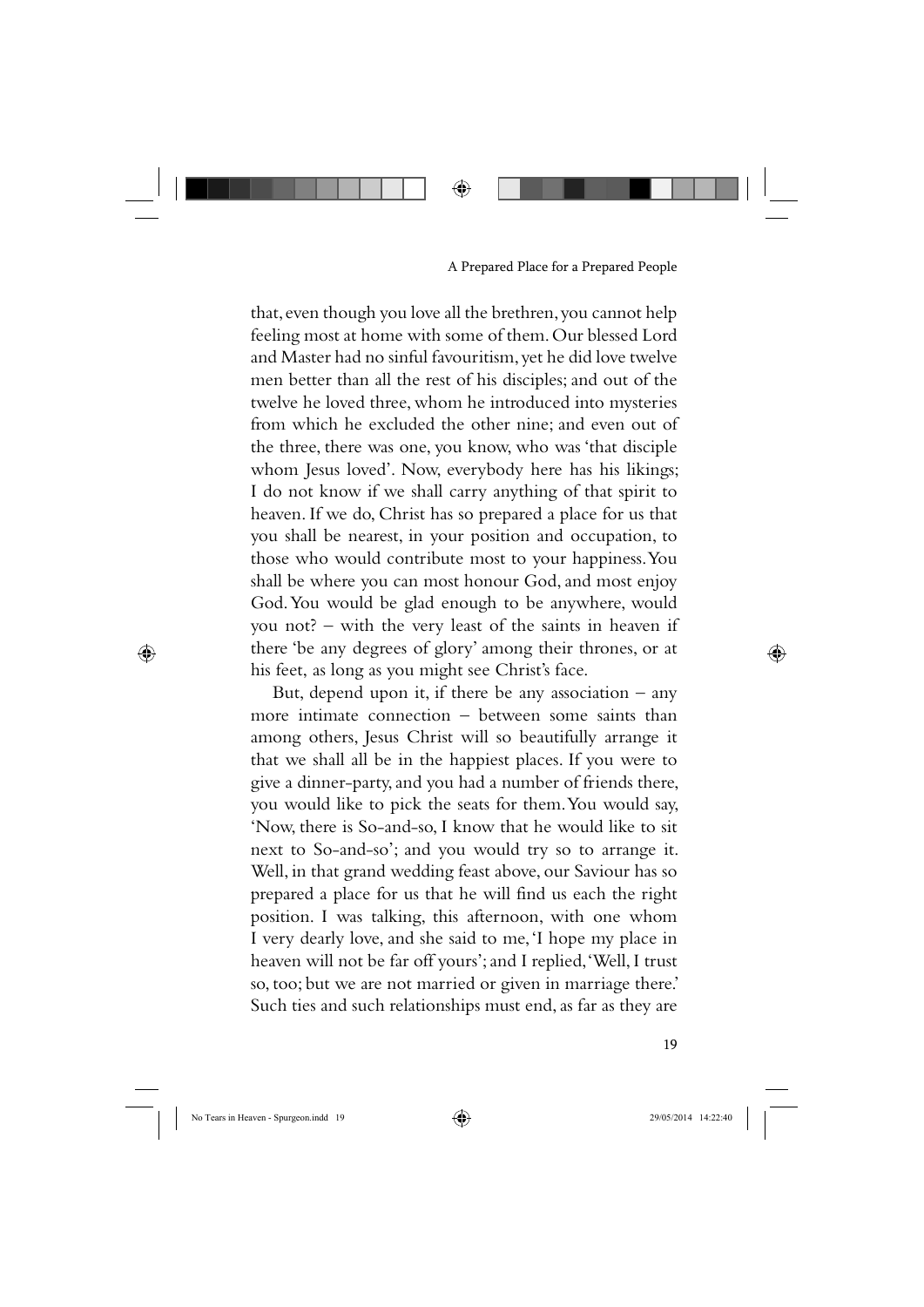that, even though you love all the brethren, you cannot help feeling most at home with some of them. Our blessed Lord and Master had no sinful favouritism, yet he did love twelve men better than all the rest of his disciples; and out of the twelve he loved three, whom he introduced into mysteries from which he excluded the other nine; and even out of the three, there was one, you know, who was 'that disciple whom Jesus loved'. Now, everybody here has his likings; I do not know if we shall carry anything of that spirit to heaven. If we do, Christ has so prepared a place for us that you shall be nearest, in your position and occupation, to those who would contribute most to your happiness. You shall be where you can most honour God, and most enjoy God. You would be glad enough to be anywhere, would you not? – with the very least of the saints in heaven if there 'be any degrees of glory' among their thrones, or at his feet, as long as you might see Christ's face.

But, depend upon it, if there be any association – any more intimate connection – between some saints than among others, Jesus Christ will so beautifully arrange it that we shall all be in the happiest places. If you were to give a dinner-party, and you had a number of friends there, you would like to pick the seats for them. You would say, 'Now, there is So-and-so, I know that he would like to sit next to So-and-so'; and you would try so to arrange it. Well, in that grand wedding feast above, our Saviour has so prepared a place for us that he will find us each the right position. I was talking, this afternoon, with one whom I very dearly love, and she said to me, 'I hope my place in heaven will not be far off yours'; and I replied, 'Well, I trust so, too; but we are not married or given in marriage there.' Such ties and such relationships must end, as far as they are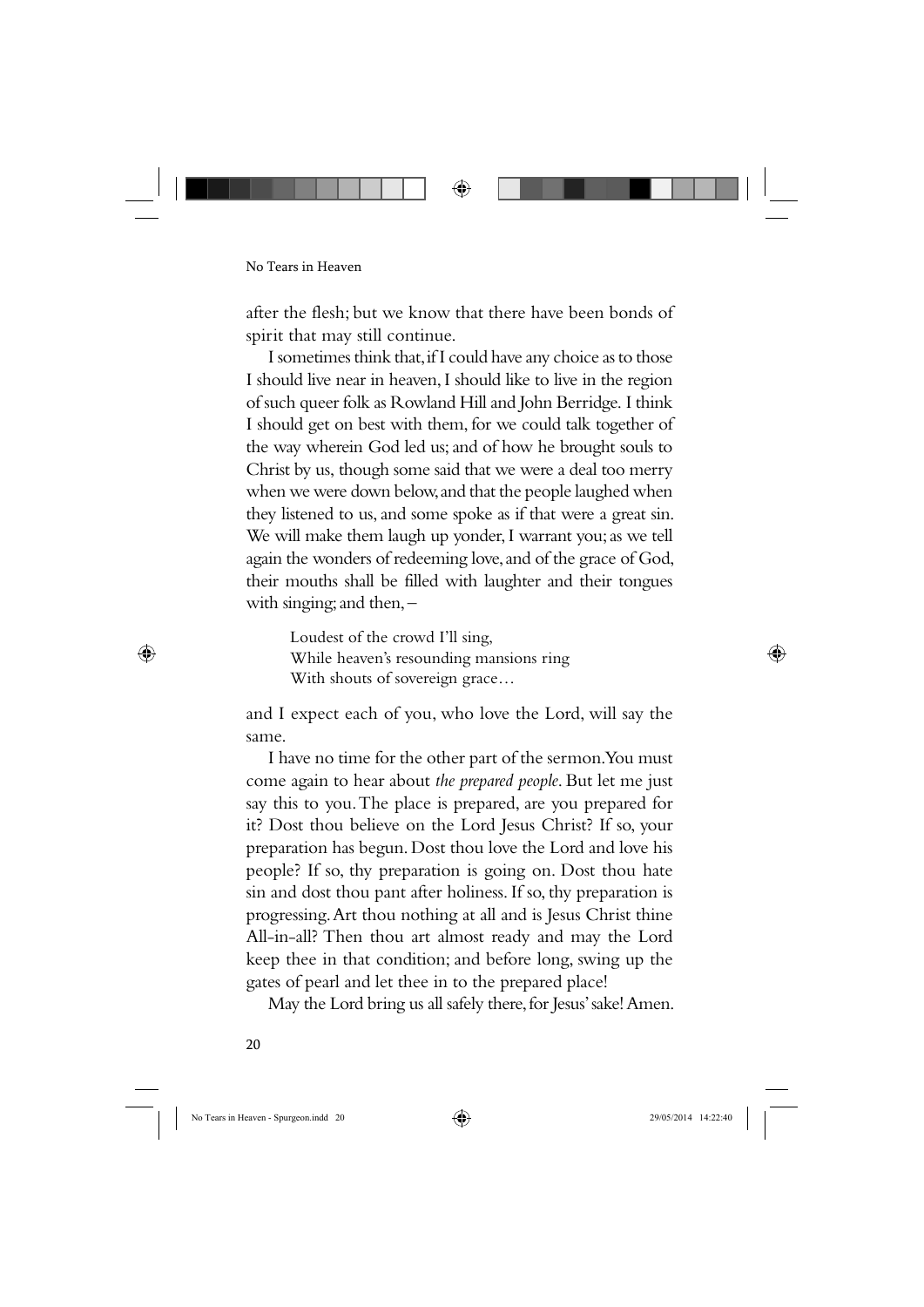after the flesh; but we know that there have been bonds of spirit that may still continue.

I sometimes think that, if I could have any choice as to those I should live near in heaven, I should like to live in the region of such queer folk as Rowland Hill and John Berridge. I think I should get on best with them, for we could talk together of the way wherein God led us; and of how he brought souls to Christ by us, though some said that we were a deal too merry when we were down below, and that the people laughed when they listened to us, and some spoke as if that were a great sin. We will make them laugh up yonder, I warrant you; as we tell again the wonders of redeeming love, and of the grace of God, their mouths shall be filled with laughter and their tongues with singing; and then, –

> Loudest of the crowd I'll sing,
> While heaven's resounding mansions ring
> With shouts of sovereign grace…

and I expect each of you, who love the Lord, will say the same.

I have no time for the other part of the sermon. You must come again to hear about *the prepared people*. But let me just say this to you. The place is prepared, are you prepared for it? Dost thou believe on the Lord Jesus Christ? If so, your preparation has begun. Dost thou love the Lord and love his people? If so, thy preparation is going on. Dost thou hate sin and dost thou pant after holiness. If so, thy preparation is progressing. Art thou nothing at all and is Jesus Christ thine All-in-all? Then thou art almost ready and may the Lord keep thee in that condition; and before long, swing up the gates of pearl and let thee in to the prepared place!

May the Lord bring us all safely there, for Jesus' sake! Amen.